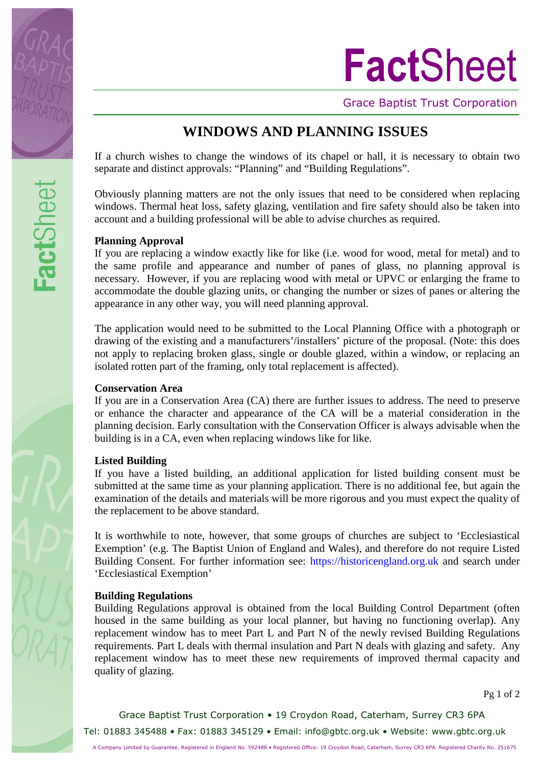# WINDOWS AND PLANNING ISSUES

If a church wishes to change the windows of its chapel or hall, it is necessary to obtain two separate and distinct approvals: "Planning" and "Building Regulations".

Obviously planning matters are not the only issues that need to be considered when replacing windows. Thermal heat loss, safety glazing, ventilation and fire safety should also be taken into account and a building professional will be able to advise churches as required.

### Planning Approval

If you are replacing a window exactly like for like (i.e. wood for wood, metal for metal) and to the same profile and appearance and number of panes of glass, no planning approval is necessary. However, if you are replacing wood with metal or UPVC or enlarging the frame to accommodate the double glazing units, or changing the number or sizes of panes or altering the appearance in any other way, you will need planning approval.

The application would need to be submitted to the Local Planning Office with a photograph or drawing of the existing and a manufacturers'/installers' picture of the proposal. (Note: this does not apply to replacing broken glass, single or double glazed, within a window, or replacing an isolated rotten part of the framing, only total replacement is affected).

### Conservation Area

If you are in a Conservation Area (CA) there are further issues to address. The need to preserve or enhance the character and appearance of the CA will be a material consideration in the planning decision. Early consultation with the Conservation Officer is always advisable when the building is in a CA, even when replacing windows like for like.

### Listed Building

If you have a listed building, an additional application for listed building consent must be submitted at the same time as your planning application. There is no additional fee, but again the examination of the details and materials will be more rigorous and you must expect the quality of the replacement to be above standard.

It is worthwhile to note, however, that some groups of churches are subject to 'Ecclesiastical Exemption' (e.g. The Baptist Union of England and Wales), and therefore do not require Listed Building Consent. For further information see: https://historicengland.org.uk and search under 'Ecclesiastical Exemption'

### Building Regulations

Building Regulations approval is obtained from the local Building Control Department (often housed in the same building as your local planner, but having no functioning overlap). Any replacement window has to meet Part L and Part N of the newly revised Building Regulations requirements. Part L deals with thermal insulation and Part N deals with glazing and safety. Any replacement window has to meet these new requirements of improved thermal capacity and quality of glazing.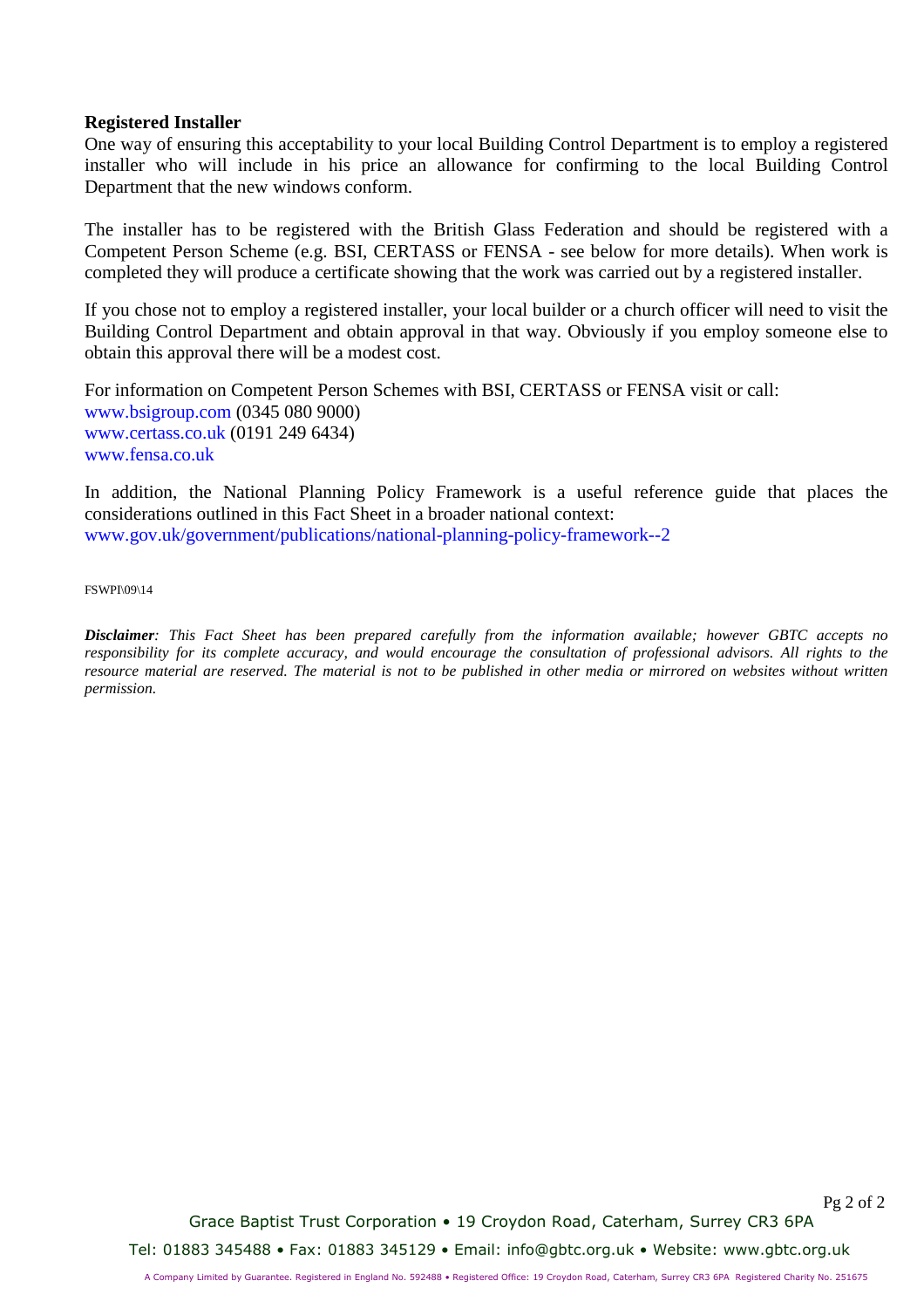**Registered Installer**

One way of ensuring this acceptability to your local Building Control Department is to employ a registered installer who will include in his price an allowance for confirming to the local Building Control Department that the new windows conform.

The installer has to be registered with the British Glass Federation and should be registered with a Competent Person Scheme (e.g. BSI, CERTASS or FENSA - see below for more details). When work is completed they will produce a certificate showing that the work was carried out by a registered installer.

If you chose not to employ a registered installer, your local builder or a church officer will need to visit the Building Control Department and obtain approval in that way. Obviously if you employ someone else to obtain this approval there will be a modest cost.

For information on Competent Person Schemes with BSI, CERTASS or FENSA visit or call:
www.bsigroup.com (0345 080 9000)
www.certass.co.uk (0191 249 6434)
www.fensa.co.uk

In addition, the National Planning Policy Framework is a useful reference guide that places the considerations outlined in this Fact Sheet in a broader national context:
www.gov.uk/government/publications/national-planning-policy-framework--2

FSWPI\09\14

***Disclaimer**: This Fact Sheet has been prepared carefully from the information available; however GBTC accepts no responsibility for its complete accuracy, and would encourage the consultation of professional advisors. All rights to the resource material are reserved. The material is not to be published in other media or mirrored on websites without written permission.*

Grace Baptist Trust Corporation • 19 Croydon Road, Caterham, Surrey CR3 6PA

Tel: 01883 345488 • Fax: 01883 345129 • Email: info@gbtc.org.uk • Website: www.gbtc.org.uk

A Company Limited by Guarantee. Registered in England No. 592488 • Registered Office: 19 Croydon Road, Caterham, Surrey CR3 6PA Registered Charity No. 251675